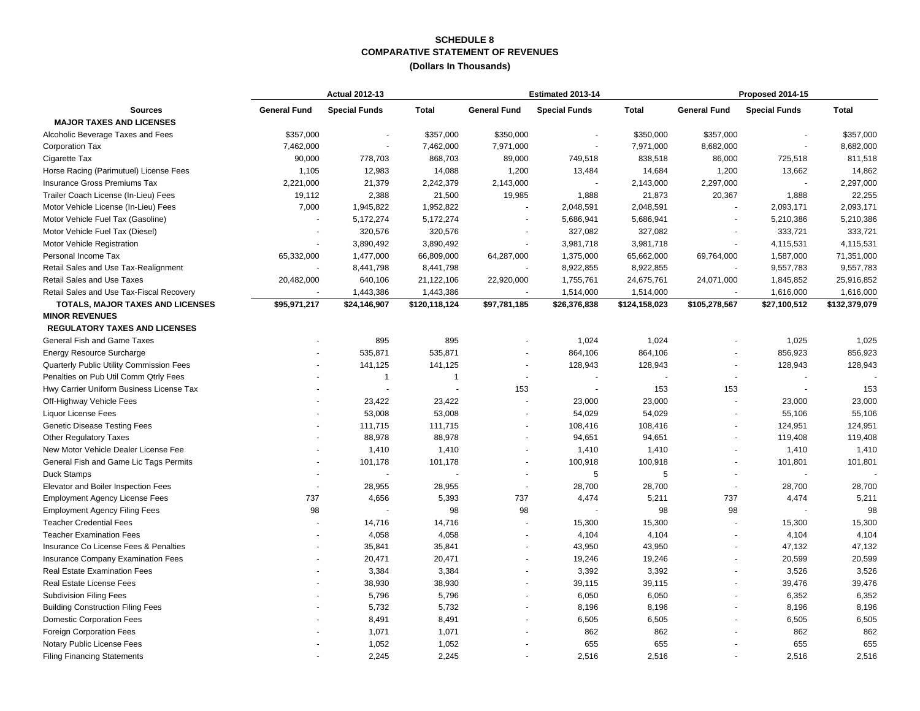# SCHEDULE 8
## COMPARATIVE STATEMENT OF REVENUES
### (Dollars In Thousands)

| | Actual 2012-13 | | | Estimated 2013-14 | | | Proposed 2014-15 | | |
|---|---|---|---|---|---|---|---|---|---|
| **Sources** | **General Fund** | **Special Funds** | **Total** | **General Fund** | **Special Funds** | **Total** | **General Fund** | **Special Funds** | **Total** |
| **MAJOR TAXES AND LICENSES** | | | | | | | | | |
| Alcoholic Beverage Taxes and Fees | $357,000 | - | $357,000 | $350,000 | - | $350,000 | $357,000 | - | $357,000 |
| Corporation Tax | 7,462,000 | - | 7,462,000 | 7,971,000 | - | 7,971,000 | 8,682,000 | - | 8,682,000 |
| Cigarette Tax | 90,000 | 778,703 | 868,703 | 89,000 | 749,518 | 838,518 | 86,000 | 725,518 | 811,518 |
| Horse Racing (Parimutuel) License Fees | 1,105 | 12,983 | 14,088 | 1,200 | 13,484 | 14,684 | 1,200 | 13,662 | 14,862 |
| Insurance Gross Premiums Tax | 2,221,000 | 21,379 | 2,242,379 | 2,143,000 | - | 2,143,000 | 2,297,000 | - | 2,297,000 |
| Trailer Coach License (In-Lieu) Fees | 19,112 | 2,388 | 21,500 | 19,985 | 1,888 | 21,873 | 20,367 | 1,888 | 22,255 |
| Motor Vehicle License (In-Lieu) Fees | 7,000 | 1,945,822 | 1,952,822 | - | 2,048,591 | 2,048,591 | - | 2,093,171 | 2,093,171 |
| Motor Vehicle Fuel Tax (Gasoline) | - | 5,172,274 | 5,172,274 | - | 5,686,941 | 5,686,941 | - | 5,210,386 | 5,210,386 |
| Motor Vehicle Fuel Tax (Diesel) | - | 320,576 | 320,576 | - | 327,082 | 327,082 | - | 333,721 | 333,721 |
| Motor Vehicle Registration | - | 3,890,492 | 3,890,492 | - | 3,981,718 | 3,981,718 | - | 4,115,531 | 4,115,531 |
| Personal Income Tax | 65,332,000 | 1,477,000 | 66,809,000 | 64,287,000 | 1,375,000 | 65,662,000 | 69,764,000 | 1,587,000 | 71,351,000 |
| Retail Sales and Use Tax-Realignment | - | 8,441,798 | 8,441,798 | - | 8,922,855 | 8,922,855 | - | 9,557,783 | 9,557,783 |
| Retail Sales and Use Taxes | 20,482,000 | 640,106 | 21,122,106 | 22,920,000 | 1,755,761 | 24,675,761 | 24,071,000 | 1,845,852 | 25,916,852 |
| Retail Sales and Use Tax-Fiscal Recovery | - | 1,443,386 | 1,443,386 | - | 1,514,000 | 1,514,000 | - | 1,616,000 | 1,616,000 |
| **TOTALS, MAJOR TAXES AND LICENSES** | **$95,971,217** | **$24,146,907** | **$120,118,124** | **$97,781,185** | **$26,376,838** | **$124,158,023** | **$105,278,567** | **$27,100,512** | **$132,379,079** |
| **MINOR REVENUES** | | | | | | | | | |
| **REGULATORY TAXES AND LICENSES** | | | | | | | | | |
| General Fish and Game Taxes | - | 895 | 895 | - | 1,024 | 1,024 | - | 1,025 | 1,025 |
| Energy Resource Surcharge | - | 535,871 | 535,871 | - | 864,106 | 864,106 | - | 856,923 | 856,923 |
| Quarterly Public Utility Commission Fees | - | 141,125 | 141,125 | - | 128,943 | 128,943 | - | 128,943 | 128,943 |
| Penalties on Pub Util Comm Qtrly Fees | - | 1 | 1 | - | - | - | - | - | - |
| Hwy Carrier Uniform Business License Tax | - | - | - | 153 | - | 153 | 153 | - | 153 |
| Off-Highway Vehicle Fees | - | 23,422 | 23,422 | - | 23,000 | 23,000 | - | 23,000 | 23,000 |
| Liquor License Fees | - | 53,008 | 53,008 | - | 54,029 | 54,029 | - | 55,106 | 55,106 |
| Genetic Disease Testing Fees | - | 111,715 | 111,715 | - | 108,416 | 108,416 | - | 124,951 | 124,951 |
| Other Regulatory Taxes | - | 88,978 | 88,978 | - | 94,651 | 94,651 | - | 119,408 | 119,408 |
| New Motor Vehicle Dealer License Fee | - | 1,410 | 1,410 | - | 1,410 | 1,410 | - | 1,410 | 1,410 |
| General Fish and Game Lic Tags Permits | - | 101,178 | 101,178 | - | 100,918 | 100,918 | - | 101,801 | 101,801 |
| Duck Stamps | - | - | - | - | 5 | 5 | - | - | - |
| Elevator and Boiler Inspection Fees | - | 28,955 | 28,955 | - | 28,700 | 28,700 | - | 28,700 | 28,700 |
| Employment Agency License Fees | 737 | 4,656 | 5,393 | 737 | 4,474 | 5,211 | 737 | 4,474 | 5,211 |
| Employment Agency Filing Fees | 98 | - | 98 | 98 | - | 98 | 98 | - | 98 |
| Teacher Credential Fees | - | 14,716 | 14,716 | - | 15,300 | 15,300 | - | 15,300 | 15,300 |
| Teacher Examination Fees | - | 4,058 | 4,058 | - | 4,104 | 4,104 | - | 4,104 | 4,104 |
| Insurance Co License Fees & Penalties | - | 35,841 | 35,841 | - | 43,950 | 43,950 | - | 47,132 | 47,132 |
| Insurance Company Examination Fees | - | 20,471 | 20,471 | - | 19,246 | 19,246 | - | 20,599 | 20,599 |
| Real Estate Examination Fees | - | 3,384 | 3,384 | - | 3,392 | 3,392 | - | 3,526 | 3,526 |
| Real Estate License Fees | - | 38,930 | 38,930 | - | 39,115 | 39,115 | - | 39,476 | 39,476 |
| Subdivision Filing Fees | - | 5,796 | 5,796 | - | 6,050 | 6,050 | - | 6,352 | 6,352 |
| Building Construction Filing Fees | - | 5,732 | 5,732 | - | 8,196 | 8,196 | - | 8,196 | 8,196 |
| Domestic Corporation Fees | - | 8,491 | 8,491 | - | 6,505 | 6,505 | - | 6,505 | 6,505 |
| Foreign Corporation Fees | - | 1,071 | 1,071 | - | 862 | 862 | - | 862 | 862 |
| Notary Public License Fees | - | 1,052 | 1,052 | - | 655 | 655 | - | 655 | 655 |
| Filing Financing Statements | - | 2,245 | 2,245 | - | 2,516 | 2,516 | - | 2,516 | 2,516 |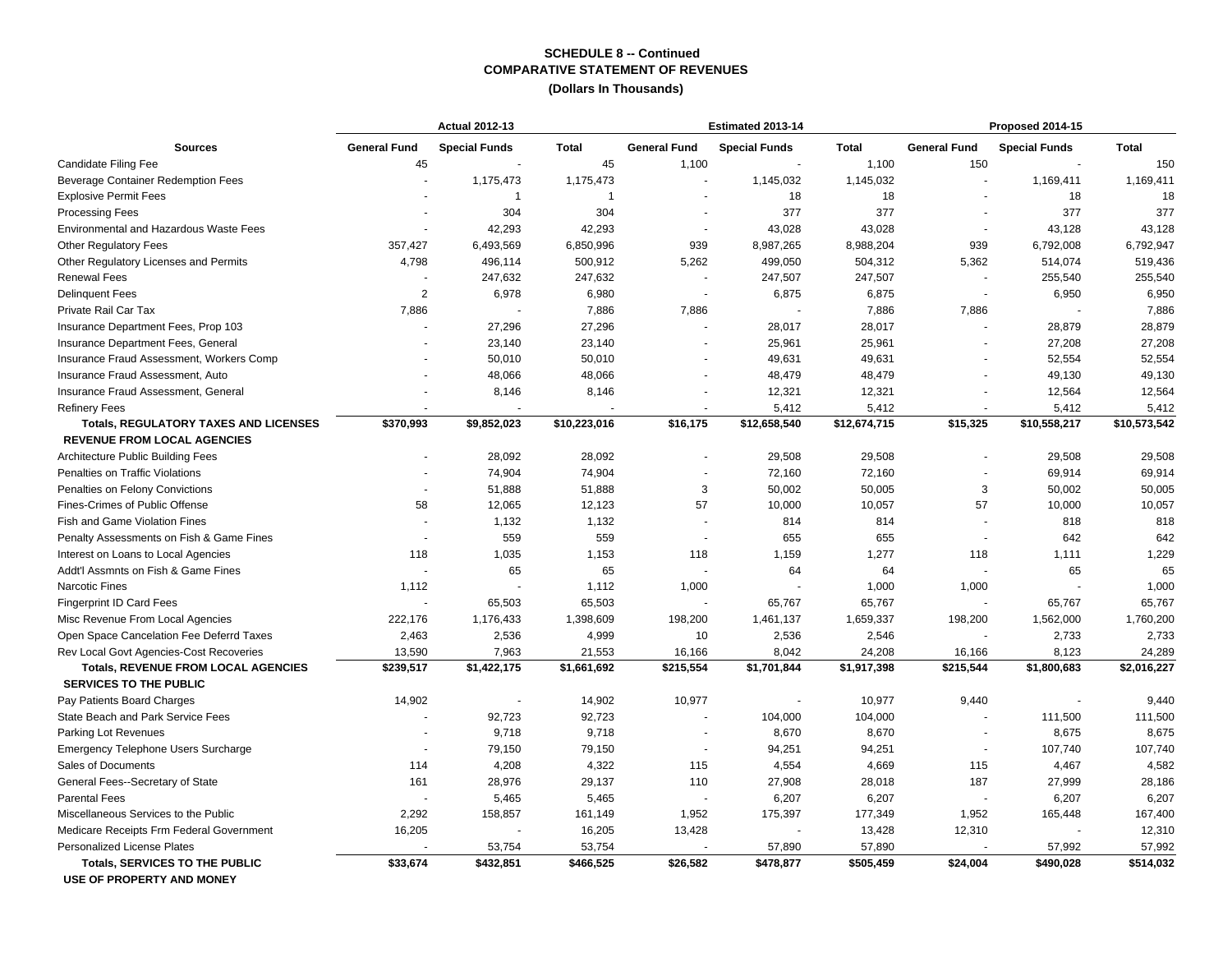**SCHEDULE 8 -- Continued**
**COMPARATIVE STATEMENT OF REVENUES**
**(Dollars In Thousands)**

| Sources | Actual 2012-13 General Fund | Actual 2012-13 Special Funds | Actual 2012-13 Total | Estimated 2013-14 General Fund | Estimated 2013-14 Special Funds | Estimated 2013-14 Total | Proposed 2014-15 General Fund | Proposed 2014-15 Special Funds | Proposed 2014-15 Total |
|---|---|---|---|---|---|---|---|---|---|
| Candidate Filing Fee | 45 | - | 45 | 1,100 | - | 1,100 | 150 | - | 150 |
| Beverage Container Redemption Fees | - | 1,175,473 | 1,175,473 | - | 1,145,032 | 1,145,032 | - | 1,169,411 | 1,169,411 |
| Explosive Permit Fees | - | 1 | 1 | - | 18 | 18 | - | 18 | 18 |
| Processing Fees | - | 304 | 304 | - | 377 | 377 | - | 377 | 377 |
| Environmental and Hazardous Waste Fees | - | 42,293 | 42,293 | - | 43,028 | 43,028 | - | 43,128 | 43,128 |
| Other Regulatory Fees | 357,427 | 6,493,569 | 6,850,996 | 939 | 8,987,265 | 8,988,204 | 939 | 6,792,008 | 6,792,947 |
| Other Regulatory Licenses and Permits | 4,798 | 496,114 | 500,912 | 5,262 | 499,050 | 504,312 | 5,362 | 514,074 | 519,436 |
| Renewal Fees | - | 247,632 | 247,632 | - | 247,507 | 247,507 | - | 255,540 | 255,540 |
| Delinquent Fees | 2 | 6,978 | 6,980 | - | 6,875 | 6,875 | - | 6,950 | 6,950 |
| Private Rail Car Tax | 7,886 | - | 7,886 | 7,886 | - | 7,886 | 7,886 | - | 7,886 |
| Insurance Department Fees, Prop 103 | - | 27,296 | 27,296 | - | 28,017 | 28,017 | - | 28,879 | 28,879 |
| Insurance Department Fees, General | - | 23,140 | 23,140 | - | 25,961 | 25,961 | - | 27,208 | 27,208 |
| Insurance Fraud Assessment, Workers Comp | - | 50,010 | 50,010 | - | 49,631 | 49,631 | - | 52,554 | 52,554 |
| Insurance Fraud Assessment, Auto | - | 48,066 | 48,066 | - | 48,479 | 48,479 | - | 49,130 | 49,130 |
| Insurance Fraud Assessment, General | - | 8,146 | 8,146 | - | 12,321 | 12,321 | - | 12,564 | 12,564 |
| Refinery Fees | - | - | - | - | 5,412 | 5,412 | - | 5,412 | 5,412 |
| **Totals, REGULATORY TAXES AND LICENSES** | **$370,993** | **$9,852,023** | **$10,223,016** | **$16,175** | **$12,658,540** | **$12,674,715** | **$15,325** | **$10,558,217** | **$10,573,542** |
| **REVENUE FROM LOCAL AGENCIES** | | | | | | | | | |
| Architecture Public Building Fees | - | 28,092 | 28,092 | - | 29,508 | 29,508 | - | 29,508 | 29,508 |
| Penalties on Traffic Violations | - | 74,904 | 74,904 | - | 72,160 | 72,160 | - | 69,914 | 69,914 |
| Penalties on Felony Convictions | - | 51,888 | 51,888 | 3 | 50,002 | 50,005 | 3 | 50,002 | 50,005 |
| Fines-Crimes of Public Offense | 58 | 12,065 | 12,123 | 57 | 10,000 | 10,057 | 57 | 10,000 | 10,057 |
| Fish and Game Violation Fines | - | 1,132 | 1,132 | - | 814 | 814 | - | 818 | 818 |
| Penalty Assessments on Fish & Game Fines | - | 559 | 559 | - | 655 | 655 | - | 642 | 642 |
| Interest on Loans to Local Agencies | 118 | 1,035 | 1,153 | 118 | 1,159 | 1,277 | 118 | 1,111 | 1,229 |
| Addt'l Assmnts on Fish & Game Fines | - | 65 | 65 | - | 64 | 64 | - | 65 | 65 |
| Narcotic Fines | 1,112 | - | 1,112 | 1,000 | - | 1,000 | 1,000 | - | 1,000 |
| Fingerprint ID Card Fees | - | 65,503 | 65,503 | - | 65,767 | 65,767 | - | 65,767 | 65,767 |
| Misc Revenue From Local Agencies | 222,176 | 1,176,433 | 1,398,609 | 198,200 | 1,461,137 | 1,659,337 | 198,200 | 1,562,000 | 1,760,200 |
| Open Space Cancelation Fee Deferrd Taxes | 2,463 | 2,536 | 4,999 | 10 | 2,536 | 2,546 | - | 2,733 | 2,733 |
| Rev Local Govt Agencies-Cost Recoveries | 13,590 | 7,963 | 21,553 | 16,166 | 8,042 | 24,208 | 16,166 | 8,123 | 24,289 |
| **Totals, REVENUE FROM LOCAL AGENCIES** | **$239,517** | **$1,422,175** | **$1,661,692** | **$215,554** | **$1,701,844** | **$1,917,398** | **$215,544** | **$1,800,683** | **$2,016,227** |
| **SERVICES TO THE PUBLIC** | | | | | | | | | |
| Pay Patients Board Charges | 14,902 | - | 14,902 | 10,977 | - | 10,977 | 9,440 | - | 9,440 |
| State Beach and Park Service Fees | - | 92,723 | 92,723 | - | 104,000 | 104,000 | - | 111,500 | 111,500 |
| Parking Lot Revenues | - | 9,718 | 9,718 | - | 8,670 | 8,670 | - | 8,675 | 8,675 |
| Emergency Telephone Users Surcharge | - | 79,150 | 79,150 | - | 94,251 | 94,251 | - | 107,740 | 107,740 |
| Sales of Documents | 114 | 4,208 | 4,322 | 115 | 4,554 | 4,669 | 115 | 4,467 | 4,582 |
| General Fees--Secretary of State | 161 | 28,976 | 29,137 | 110 | 27,908 | 28,018 | 187 | 27,999 | 28,186 |
| Parental Fees | - | 5,465 | 5,465 | - | 6,207 | 6,207 | - | 6,207 | 6,207 |
| Miscellaneous Services to the Public | 2,292 | 158,857 | 161,149 | 1,952 | 175,397 | 177,349 | 1,952 | 165,448 | 167,400 |
| Medicare Receipts Frm Federal Government | 16,205 | - | 16,205 | 13,428 | - | 13,428 | 12,310 | - | 12,310 |
| Personalized License Plates | - | 53,754 | 53,754 | - | 57,890 | 57,890 | - | 57,992 | 57,992 |
| **Totals, SERVICES TO THE PUBLIC** | **$33,674** | **$432,851** | **$466,525** | **$26,582** | **$478,877** | **$505,459** | **$24,004** | **$490,028** | **$514,032** |
| **USE OF PROPERTY AND MONEY** | | | | | | | | | |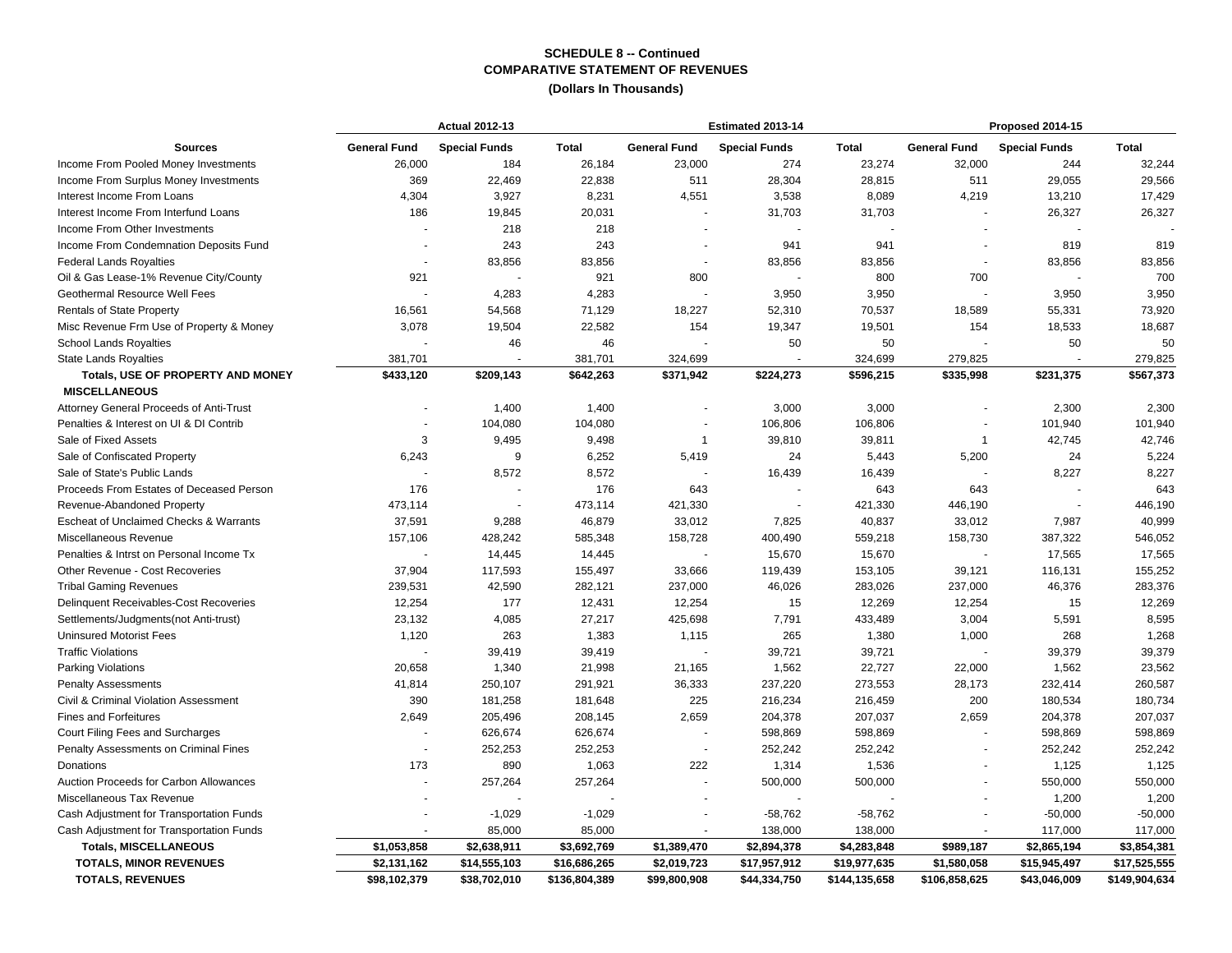**SCHEDULE 8 -- Continued**
**COMPARATIVE STATEMENT OF REVENUES**
**(Dollars In Thousands)**

| | Actual 2012-13 | | | Estimated 2013-14 | | | Proposed 2014-15 | | |
|---|---|---|---|---|---|---|---|---|---|
| **Sources** | **General Fund** | **Special Funds** | **Total** | **General Fund** | **Special Funds** | **Total** | **General Fund** | **Special Funds** | **Total** |
| Income From Pooled Money Investments | 26,000 | 184 | 26,184 | 23,000 | 274 | 23,274 | 32,000 | 244 | 32,244 |
| Income From Surplus Money Investments | 369 | 22,469 | 22,838 | 511 | 28,304 | 28,815 | 511 | 29,055 | 29,566 |
| Interest Income From Loans | 4,304 | 3,927 | 8,231 | 4,551 | 3,538 | 8,089 | 4,219 | 13,210 | 17,429 |
| Interest Income From Interfund Loans | 186 | 19,845 | 20,031 | - | 31,703 | 31,703 | - | 26,327 | 26,327 |
| Income From Other Investments | - | 218 | 218 | - | - | - | - | - | - |
| Income From Condemnation Deposits Fund | - | 243 | 243 | - | 941 | 941 | - | 819 | 819 |
| Federal Lands Royalties | - | 83,856 | 83,856 | - | 83,856 | 83,856 | - | 83,856 | 83,856 |
| Oil & Gas Lease-1% Revenue City/County | 921 | - | 921 | 800 | - | 800 | 700 | - | 700 |
| Geothermal Resource Well Fees | - | 4,283 | 4,283 | - | 3,950 | 3,950 | - | 3,950 | 3,950 |
| Rentals of State Property | 16,561 | 54,568 | 71,129 | 18,227 | 52,310 | 70,537 | 18,589 | 55,331 | 73,920 |
| Misc Revenue Frm Use of Property & Money | 3,078 | 19,504 | 22,582 | 154 | 19,347 | 19,501 | 154 | 18,533 | 18,687 |
| School Lands Royalties | - | 46 | 46 | - | 50 | 50 | - | 50 | 50 |
| State Lands Royalties | 381,701 | - | 381,701 | 324,699 | - | 324,699 | 279,825 | - | 279,825 |
| **Totals, USE OF PROPERTY AND MONEY** | **$433,120** | **$209,143** | **$642,263** | **$371,942** | **$224,273** | **$596,215** | **$335,998** | **$231,375** | **$567,373** |
| **MISCELLANEOUS** | | | | | | | | | |
| Attorney General Proceeds of Anti-Trust | - | 1,400 | 1,400 | - | 3,000 | 3,000 | - | 2,300 | 2,300 |
| Penalties & Interest on UI & DI Contrib | - | 104,080 | 104,080 | - | 106,806 | 106,806 | - | 101,940 | 101,940 |
| Sale of Fixed Assets | 3 | 9,495 | 9,498 | 1 | 39,810 | 39,811 | 1 | 42,745 | 42,746 |
| Sale of Confiscated Property | 6,243 | 9 | 6,252 | 5,419 | 24 | 5,443 | 5,200 | 24 | 5,224 |
| Sale of State's Public Lands | - | 8,572 | 8,572 | - | 16,439 | 16,439 | - | 8,227 | 8,227 |
| Proceeds From Estates of Deceased Person | 176 | - | 176 | 643 | - | 643 | 643 | - | 643 |
| Revenue-Abandoned Property | 473,114 | - | 473,114 | 421,330 | - | 421,330 | 446,190 | - | 446,190 |
| Escheat of Unclaimed Checks & Warrants | 37,591 | 9,288 | 46,879 | 33,012 | 7,825 | 40,837 | 33,012 | 7,987 | 40,999 |
| Miscellaneous Revenue | 157,106 | 428,242 | 585,348 | 158,728 | 400,490 | 559,218 | 158,730 | 387,322 | 546,052 |
| Penalties & Intrst on Personal Income Tx | - | 14,445 | 14,445 | - | 15,670 | 15,670 | - | 17,565 | 17,565 |
| Other Revenue - Cost Recoveries | 37,904 | 117,593 | 155,497 | 33,666 | 119,439 | 153,105 | 39,121 | 116,131 | 155,252 |
| Tribal Gaming Revenues | 239,531 | 42,590 | 282,121 | 237,000 | 46,026 | 283,026 | 237,000 | 46,376 | 283,376 |
| Delinquent Receivables-Cost Recoveries | 12,254 | 177 | 12,431 | 12,254 | 15 | 12,269 | 12,254 | 15 | 12,269 |
| Settlements/Judgments(not Anti-trust) | 23,132 | 4,085 | 27,217 | 425,698 | 7,791 | 433,489 | 3,004 | 5,591 | 8,595 |
| Uninsured Motorist Fees | 1,120 | 263 | 1,383 | 1,115 | 265 | 1,380 | 1,000 | 268 | 1,268 |
| Traffic Violations | - | 39,419 | 39,419 | - | 39,721 | 39,721 | - | 39,379 | 39,379 |
| Parking Violations | 20,658 | 1,340 | 21,998 | 21,165 | 1,562 | 22,727 | 22,000 | 1,562 | 23,562 |
| Penalty Assessments | 41,814 | 250,107 | 291,921 | 36,333 | 237,220 | 273,553 | 28,173 | 232,414 | 260,587 |
| Civil & Criminal Violation Assessment | 390 | 181,258 | 181,648 | 225 | 216,234 | 216,459 | 200 | 180,534 | 180,734 |
| Fines and Forfeitures | 2,649 | 205,496 | 208,145 | 2,659 | 204,378 | 207,037 | 2,659 | 204,378 | 207,037 |
| Court Filing Fees and Surcharges | - | 626,674 | 626,674 | - | 598,869 | 598,869 | - | 598,869 | 598,869 |
| Penalty Assessments on Criminal Fines | - | 252,253 | 252,253 | - | 252,242 | 252,242 | - | 252,242 | 252,242 |
| Donations | 173 | 890 | 1,063 | 222 | 1,314 | 1,536 | - | 1,125 | 1,125 |
| Auction Proceeds for Carbon Allowances | - | 257,264 | 257,264 | - | 500,000 | 500,000 | - | 550,000 | 550,000 |
| Miscellaneous Tax Revenue | - | - | - | - | - | - | - | 1,200 | 1,200 |
| Cash Adjustment for Transportation Funds | - | -1,029 | -1,029 | - | -58,762 | -58,762 | - | -50,000 | -50,000 |
| Cash Adjustment for Transportation Funds | - | 85,000 | 85,000 | - | 138,000 | 138,000 | - | 117,000 | 117,000 |
| **Totals, MISCELLANEOUS** | **$1,053,858** | **$2,638,911** | **$3,692,769** | **$1,389,470** | **$2,894,378** | **$4,283,848** | **$989,187** | **$2,865,194** | **$3,854,381** |
| **TOTALS, MINOR REVENUES** | **$2,131,162** | **$14,555,103** | **$16,686,265** | **$2,019,723** | **$17,957,912** | **$19,977,635** | **$1,580,058** | **$15,945,497** | **$17,525,555** |
| **TOTALS, REVENUES** | **$98,102,379** | **$38,702,010** | **$136,804,389** | **$99,800,908** | **$44,334,750** | **$144,135,658** | **$106,858,625** | **$43,046,009** | **$149,904,634** |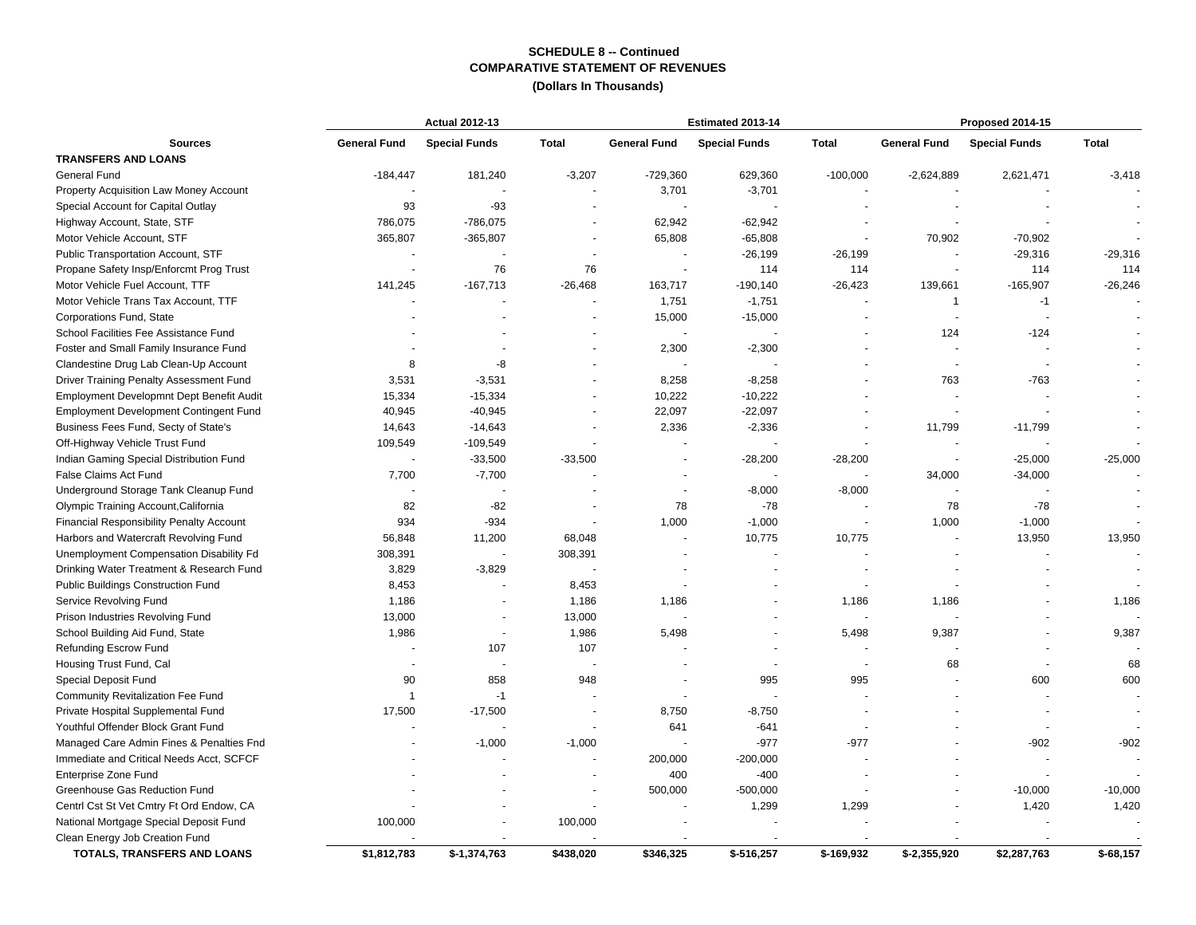**SCHEDULE 8 -- Continued**
**COMPARATIVE STATEMENT OF REVENUES**
**(Dollars In Thousands)**

| | Actual 2012-13 | | | Estimated 2013-14 | | | Proposed 2014-15 | | |
|---|---|---|---|---|---|---|---|---|---|
| **Sources** | **General Fund** | **Special Funds** | **Total** | **General Fund** | **Special Funds** | **Total** | **General Fund** | **Special Funds** | **Total** |
| **TRANSFERS AND LOANS** | | | | | | | | | |
| General Fund | -184,447 | 181,240 | -3,207 | -729,360 | 629,360 | -100,000 | -2,624,889 | 2,621,471 | -3,418 |
| Property Acquisition Law Money Account | - | - | - | 3,701 | -3,701 | - | - | - | - |
| Special Account for Capital Outlay | 93 | -93 | - | - | - | - | - | - | - |
| Highway Account, State, STF | 786,075 | -786,075 | - | 62,942 | -62,942 | - | - | - | - |
| Motor Vehicle Account, STF | 365,807 | -365,807 | - | 65,808 | -65,808 | - | 70,902 | -70,902 | - |
| Public Transportation Account, STF | - | - | - | - | -26,199 | -26,199 | - | -29,316 | -29,316 |
| Propane Safety Insp/Enforcmt Prog Trust | - | 76 | 76 | - | 114 | 114 | - | 114 | 114 |
| Motor Vehicle Fuel Account, TTF | 141,245 | -167,713 | -26,468 | 163,717 | -190,140 | -26,423 | 139,661 | -165,907 | -26,246 |
| Motor Vehicle Trans Tax Account, TTF | - | - | - | 1,751 | -1,751 | - | 1 | -1 | - |
| Corporations Fund, State | - | - | - | 15,000 | -15,000 | - | - | - | - |
| School Facilities Fee Assistance Fund | - | - | - | - | - | - | 124 | -124 | - |
| Foster and Small Family Insurance Fund | - | - | - | 2,300 | -2,300 | - | - | - | - |
| Clandestine Drug Lab Clean-Up Account | 8 | -8 | - | - | - | - | - | - | - |
| Driver Training Penalty Assessment Fund | 3,531 | -3,531 | - | 8,258 | -8,258 | - | 763 | -763 | - |
| Employment Developmnt Dept Benefit Audit | 15,334 | -15,334 | - | 10,222 | -10,222 | - | - | - | - |
| Employment Development Contingent Fund | 40,945 | -40,945 | - | 22,097 | -22,097 | - | - | - | - |
| Business Fees Fund, Secty of State's | 14,643 | -14,643 | - | 2,336 | -2,336 | - | 11,799 | -11,799 | - |
| Off-Highway Vehicle Trust Fund | 109,549 | -109,549 | - | - | - | - | - | - | - |
| Indian Gaming Special Distribution Fund | - | -33,500 | -33,500 | - | -28,200 | -28,200 | - | -25,000 | -25,000 |
| False Claims Act Fund | 7,700 | -7,700 | - | - | - | - | 34,000 | -34,000 | - |
| Underground Storage Tank Cleanup Fund | - | - | - | - | -8,000 | -8,000 | - | - | - |
| Olympic Training Account,California | 82 | -82 | - | 78 | -78 | - | 78 | -78 | - |
| Financial Responsibility Penalty Account | 934 | -934 | - | 1,000 | -1,000 | - | 1,000 | -1,000 | - |
| Harbors and Watercraft Revolving Fund | 56,848 | 11,200 | 68,048 | - | 10,775 | 10,775 | - | 13,950 | 13,950 |
| Unemployment Compensation Disability Fd | 308,391 | - | 308,391 | - | - | - | - | - | - |
| Drinking Water Treatment & Research Fund | 3,829 | -3,829 | - | - | - | - | - | - | - |
| Public Buildings Construction Fund | 8,453 | - | 8,453 | - | - | - | - | - | - |
| Service Revolving Fund | 1,186 | - | 1,186 | 1,186 | - | 1,186 | 1,186 | - | 1,186 |
| Prison Industries Revolving Fund | 13,000 | - | 13,000 | - | - | - | - | - | - |
| School Building Aid Fund, State | 1,986 | - | 1,986 | 5,498 | - | 5,498 | 9,387 | - | 9,387 |
| Refunding Escrow Fund | - | 107 | 107 | - | - | - | - | - | - |
| Housing Trust Fund, Cal | - | - | - | - | - | - | 68 | - | 68 |
| Special Deposit Fund | 90 | 858 | 948 | - | 995 | 995 | - | 600 | 600 |
| Community Revitalization Fee Fund | 1 | -1 | - | - | - | - | - | - | - |
| Private Hospital Supplemental Fund | 17,500 | -17,500 | - | 8,750 | -8,750 | - | - | - | - |
| Youthful Offender Block Grant Fund | - | - | - | 641 | -641 | - | - | - | - |
| Managed Care Admin Fines & Penalties Fnd | - | -1,000 | -1,000 | - | -977 | -977 | - | -902 | -902 |
| Immediate and Critical Needs Acct, SCFCF | - | - | - | 200,000 | -200,000 | - | - | - | - |
| Enterprise Zone Fund | - | - | - | 400 | -400 | - | - | - | - |
| Greenhouse Gas Reduction Fund | - | - | - | 500,000 | -500,000 | - | - | -10,000 | -10,000 |
| Centrl Cst St Vet Cmtry Ft Ord Endow, CA | - | - | - | - | 1,299 | 1,299 | - | 1,420 | 1,420 |
| National Mortgage Special Deposit Fund | 100,000 | - | 100,000 | - | - | - | - | - | - |
| Clean Energy Job Creation Fund | - | - | - | - | - | - | - | - | - |
| **TOTALS, TRANSFERS AND LOANS** | **$1,812,783** | **$-1,374,763** | **$438,020** | **$346,325** | **$-516,257** | **$-169,932** | **$-2,355,920** | **$2,287,763** | **$-68,157** |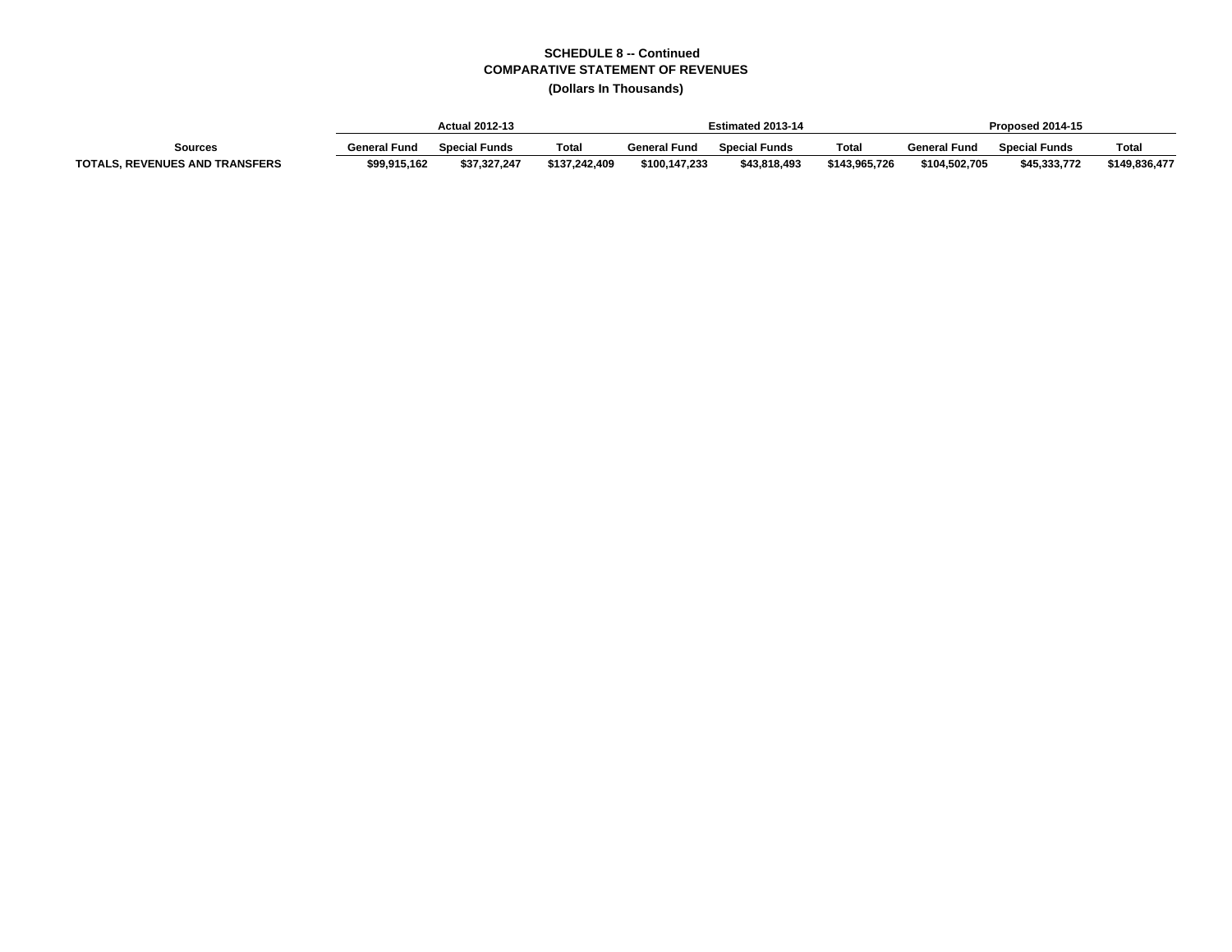**SCHEDULE 8 -- Continued**
**COMPARATIVE STATEMENT OF REVENUES**
**(Dollars In Thousands)**

| | Actual 2012-13 | | | Estimated 2013-14 | | | Proposed 2014-15 | | |
|---|---|---|---|---|---|---|---|---|---|
| **Sources** | **General Fund** | **Special Funds** | **Total** | **General Fund** | **Special Funds** | **Total** | **General Fund** | **Special Funds** | **Total** |
| **TOTALS, REVENUES AND TRANSFERS** | **$99,915,162** | **$37,327,247** | **$137,242,409** | **$100,147,233** | **$43,818,493** | **$143,965,726** | **$104,502,705** | **$45,333,772** | **$149,836,477** |